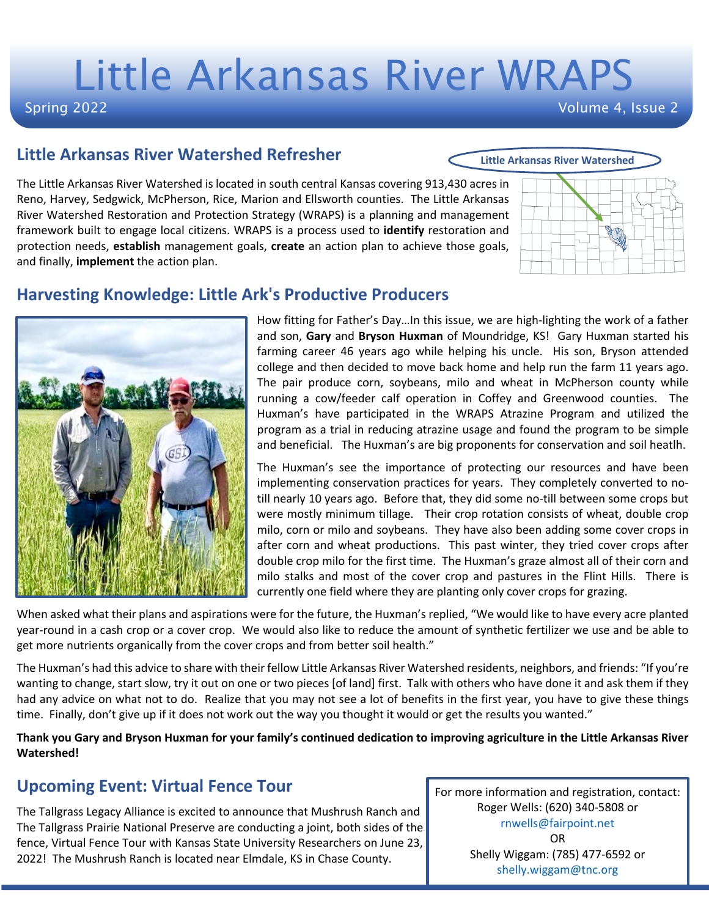# Little Arkansas River WRAPS

Spring 2022

## Little Arkansas River Watershed Refresher

Little Arkansas River Watershed

The Little Arkansas River Watershed is located in south central Kansas covering 913,430 acres in Reno, Harvey, Sedgwick, McPherson, Rice, Marion and Ellsworth counties. The Little Arkansas River Watershed Restoration and Protection Strategy (WRAPS) is a planning and management framework built to engage local citizens. WRAPS is a process used to **identify** restoration and protection needs, **establish** management goals, **create** an action plan to achieve those goals, and finally, **implement** the action plan.

## Harvesting Knowledge: Little Ark's Productive Producers

How fitting for Father's Day…In this issue, we are high-lighting the work of a father and son, **Gary** and **Bryson Huxman** of Moundridge, KS! Gary Huxman started his farming career 46 years ago while helping his uncle. His son, Bryson attended college and then decided to move back home and help run the farm 11 years ago. The pair produce corn, soybeans, milo and wheat in McPherson county while running a cow/feeder calf operation in Coffey and Greenwood counties. The Huxman's have participated in the WRAPS Atrazine Program and utilized the program as a trial in reducing atrazine usage and found the program to be simple and beneficial. The Huxman's are big proponents for conservation and soil heatlh.

The Huxman's see the importance of protecting our resources and have been implementing conservation practices for years. They completely converted to no-till nearly 10 years ago. Before that, they did some no-till between some crops but were mostly minimum tillage. Their crop rotation consists of wheat, double crop milo, corn or milo and soybeans. They have also been adding some cover crops in after corn and wheat productions. This past winter, they tried cover crops after double crop milo for the first time. The Huxman's graze almost all of their corn and milo stalks and most of the cover crop and pastures in the Flint Hills. There is currently one field where they are planting only cover crops for grazing.

When asked what their plans and aspirations were for the future, the Huxman's replied, "We would like to have every acre planted year-round in a cash crop or a cover crop. We would also like to reduce the amount of synthetic fertilizer we use and be able to get more nutrients organically from the cover crops and from better soil health."

The Huxman's had this advice to share with their fellow Little Arkansas River Watershed residents, neighbors, and friends: "If you're wanting to change, start slow, try it out on one or two pieces [of land] first. Talk with others who have done it and ask them if they had any advice on what not to do. Realize that you may not see a lot of benefits in the first year, you have to give these things time. Finally, don't give up if it does not work out the way you thought it would or get the results you wanted."

**Thank you Gary and Bryson Huxman for your family's continued dedication to improving agriculture in the Little Arkansas River Watershed!**

## Upcoming Event: Virtual Fence Tour

The Tallgrass Legacy Alliance is excited to announce that Mushrush Ranch and The Tallgrass Prairie National Preserve are conducting a joint, both sides of the fence, Virtual Fence Tour with Kansas State University Researchers on June 23, 2022! The Mushrush Ranch is located near Elmdale, KS in Chase County.

For more information and registration, contact:
Roger Wells: (620) 340-5808 or
rnwells@fairpoint.net
OR
Shelly Wiggam: (785) 477-6592 or
shelly.wiggam@tnc.org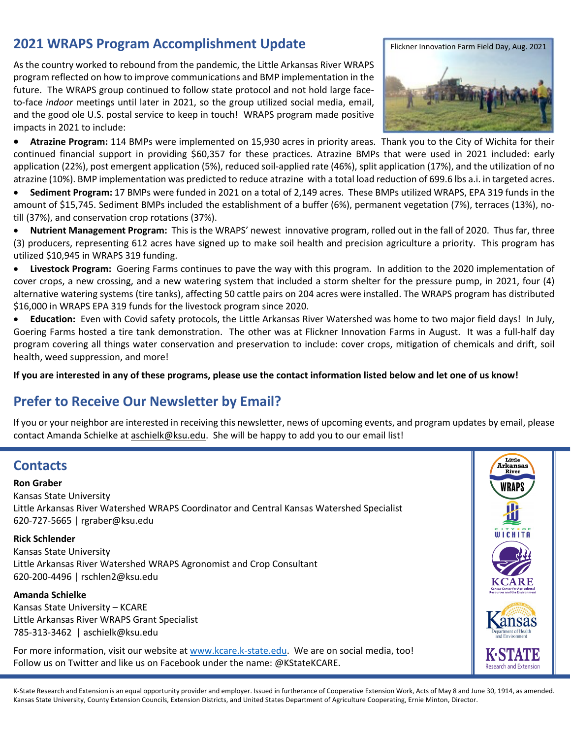## 2021 WRAPS Program Accomplishment Update

Flickner Innovation Farm Field Day, Aug. 2021

As the country worked to rebound from the pandemic, the Little Arkansas River WRAPS program reflected on how to improve communications and BMP implementation in the future. The WRAPS group continued to follow state protocol and not hold large face-to-face *indoor* meetings until later in 2021, so the group utilized social media, email, and the good ole U.S. postal service to keep in touch! WRAPS program made positive impacts in 2021 to include:

- **Atrazine Program:** 114 BMPs were implemented on 15,930 acres in priority areas. Thank you to the City of Wichita for their continued financial support in providing $60,357 for these practices. Atrazine BMPs that were used in 2021 included: early application (22%), post emergent application (5%), reduced soil-applied rate (46%), split application (17%), and the utilization of no atrazine (10%). BMP implementation was predicted to reduce atrazine with a total load reduction of 699.6 lbs a.i. in targeted acres.
- **Sediment Program:** 17 BMPs were funded in 2021 on a total of 2,149 acres. These BMPs utilized WRAPS, EPA 319 funds in the amount of $15,745. Sediment BMPs included the establishment of a buffer (6%), permanent vegetation (7%), terraces (13%), no-till (37%), and conservation crop rotations (37%).
- **Nutrient Management Program:** This is the WRAPS' newest innovative program, rolled out in the fall of 2020. Thus far, three (3) producers, representing 612 acres have signed up to make soil health and precision agriculture a priority. This program has utilized $10,945 in WRAPS 319 funding.
- **Livestock Program:** Goering Farms continues to pave the way with this program. In addition to the 2020 implementation of cover crops, a new crossing, and a new watering system that included a storm shelter for the pressure pump, in 2021, four (4) alternative watering systems (tire tanks), affecting 50 cattle pairs on 204 acres were installed. The WRAPS program has distributed $16,000 in WRAPS EPA 319 funds for the livestock program since 2020.
- **Education:** Even with Covid safety protocols, the Little Arkansas River Watershed was home to two major field days! In July, Goering Farms hosted a tire tank demonstration. The other was at Flickner Innovation Farms in August. It was a full-half day program covering all things water conservation and preservation to include: cover crops, mitigation of chemicals and drift, soil health, weed suppression, and more!

**If you are interested in any of these programs, please use the contact information listed below and let one of us know!**

## Prefer to Receive Our Newsletter by Email?

If you or your neighbor are interested in receiving this newsletter, news of upcoming events, and program updates by email, please contact Amanda Schielke at aschielk@ksu.edu. She will be happy to add you to our email list!

## Contacts

**Ron Graber**
Kansas State University
Little Arkansas River Watershed WRAPS Coordinator and Central Kansas Watershed Specialist
620-727-5665 | rgraber@ksu.edu

**Rick Schlender**
Kansas State University
Little Arkansas River Watershed WRAPS Agronomist and Crop Consultant
620-200-4496 | rschlen2@ksu.edu

**Amanda Schielke**
Kansas State University – KCARE
Little Arkansas River WRAPS Grant Specialist
785-313-3462 | aschielk@ksu.edu

For more information, visit our website at [www.kcare.k-state.edu](www.kcare.k-state.edu). We are on social media, too! Follow us on Twitter and like us on Facebook under the name: @KStateKCARE.

Little Arkansas River WRAPS

City of Wichita

KCARE Kansas Center for Agricultural Resources and the Environment

Kansas Department of Health and Environment

K-State Research and Extension

K-State Research and Extension is an equal opportunity provider and employer. Issued in furtherance of Cooperative Extension Work, Acts of May 8 and June 30, 1914, as amended. Kansas State University, County Extension Councils, Extension Districts, and United States Department of Agriculture Cooperating, Ernie Minton, Director.